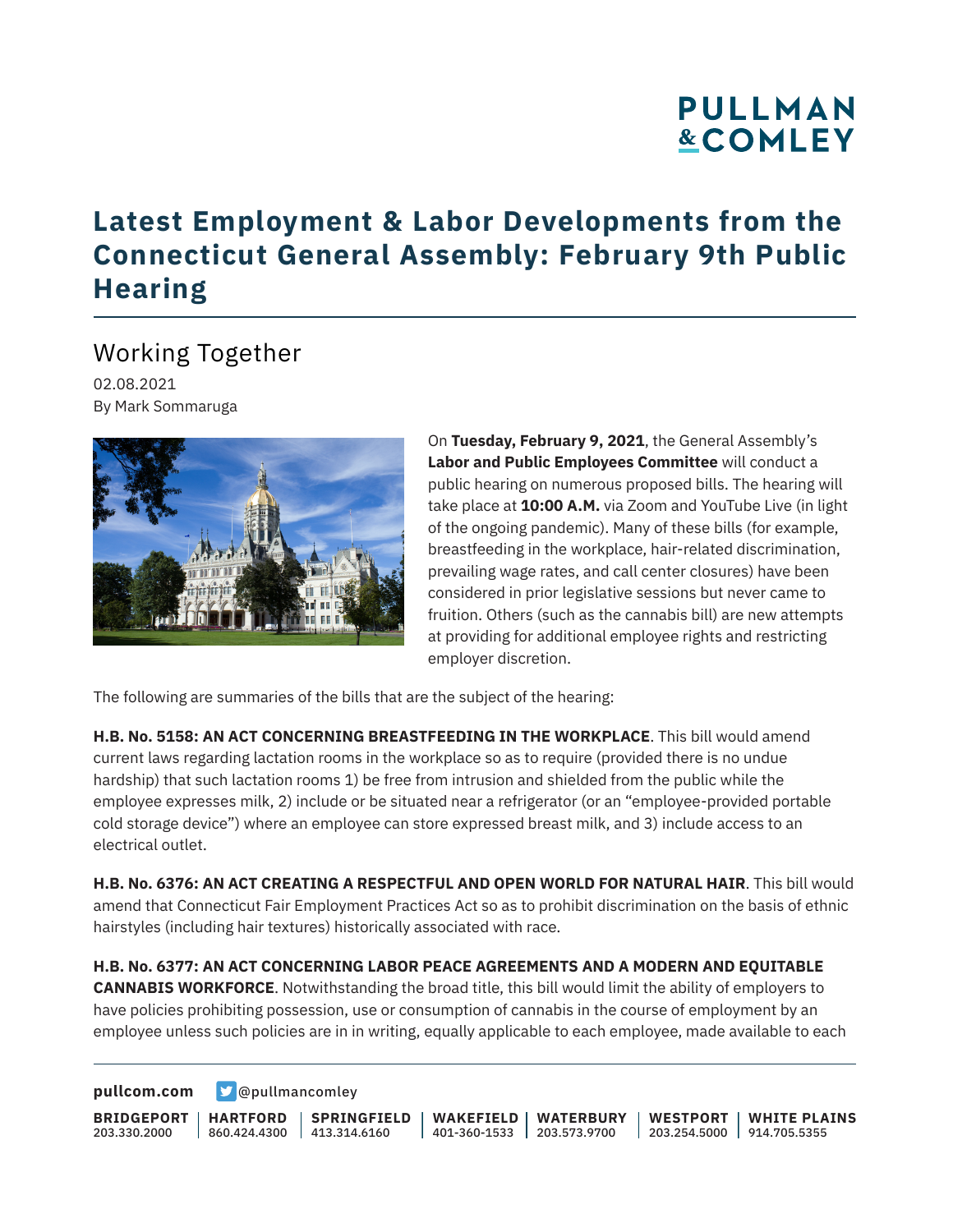# Latest Employment & Labor Developments from the Connecticut General Assembly: February 9th Public Hearing

## Working Together

02.08.2021
By Mark Sommaruga

On **Tuesday, February 9, 2021**, the General Assembly's **Labor and Public Employees Committee** will conduct a public hearing on numerous proposed bills. The hearing will take place at **10:00 A.M.** via Zoom and YouTube Live (in light of the ongoing pandemic). Many of these bills (for example, breastfeeding in the workplace, hair-related discrimination, prevailing wage rates, and call center closures) have been considered in prior legislative sessions but never came to fruition. Others (such as the cannabis bill) are new attempts at providing for additional employee rights and restricting employer discretion.

The following are summaries of the bills that are the subject of the hearing:

**H.B. No. 5158: AN ACT CONCERNING BREASTFEEDING IN THE WORKPLACE**. This bill would amend current laws regarding lactation rooms in the workplace so as to require (provided there is no undue hardship) that such lactation rooms 1) be free from intrusion and shielded from the public while the employee expresses milk, 2) include or be situated near a refrigerator (or an "employee-provided portable cold storage device") where an employee can store expressed breast milk, and 3) include access to an electrical outlet.

**H.B. No. 6376: AN ACT CREATING A RESPECTFUL AND OPEN WORLD FOR NATURAL HAIR**. This bill would amend that Connecticut Fair Employment Practices Act so as to prohibit discrimination on the basis of ethnic hairstyles (including hair textures) historically associated with race.

**H.B. No. 6377: AN ACT CONCERNING LABOR PEACE AGREEMENTS AND A MODERN AND EQUITABLE CANNABIS WORKFORCE**. Notwithstanding the broad title, this bill would limit the ability of employers to have policies prohibiting possession, use or consumption of cannabis in the course of employment by an employee unless such policies are in in writing, equally applicable to each employee, made available to each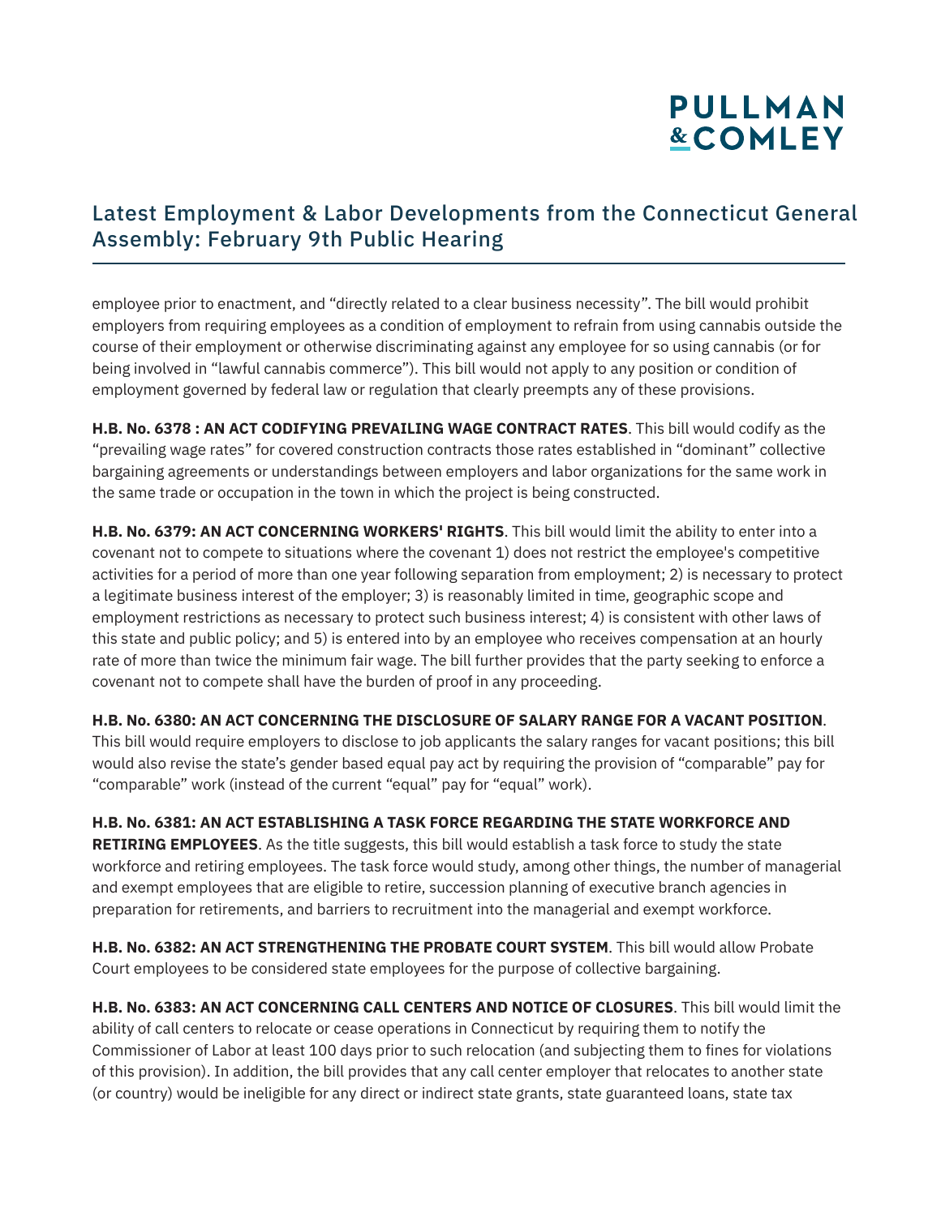employee prior to enactment, and “directly related to a clear business necessity”. The bill would prohibit employers from requiring employees as a condition of employment to refrain from using cannabis outside the course of their employment or otherwise discriminating against any employee for so using cannabis (or for being involved in “lawful cannabis commerce”). This bill would not apply to any position or condition of employment governed by federal law or regulation that clearly preempts any of these provisions.

**H.B. No. 6378 : AN ACT CODIFYING PREVAILING WAGE CONTRACT RATES**. This bill would codify as the “prevailing wage rates” for covered construction contracts those rates established in “dominant” collective bargaining agreements or understandings between employers and labor organizations for the same work in the same trade or occupation in the town in which the project is being constructed.

**H.B. No. 6379: AN ACT CONCERNING WORKERS' RIGHTS**. This bill would limit the ability to enter into a covenant not to compete to situations where the covenant 1) does not restrict the employee's competitive activities for a period of more than one year following separation from employment; 2) is necessary to protect a legitimate business interest of the employer; 3) is reasonably limited in time, geographic scope and employment restrictions as necessary to protect such business interest; 4) is consistent with other laws of this state and public policy; and 5) is entered into by an employee who receives compensation at an hourly rate of more than twice the minimum fair wage. The bill further provides that the party seeking to enforce a covenant not to compete shall have the burden of proof in any proceeding.

**H.B. No. 6380: AN ACT CONCERNING THE DISCLOSURE OF SALARY RANGE FOR A VACANT POSITION**. This bill would require employers to disclose to job applicants the salary ranges for vacant positions; this bill would also revise the state’s gender based equal pay act by requiring the provision of “comparable” pay for “comparable” work (instead of the current “equal” pay for “equal” work).

**H.B. No. 6381: AN ACT ESTABLISHING A TASK FORCE REGARDING THE STATE WORKFORCE AND RETIRING EMPLOYEES**. As the title suggests, this bill would establish a task force to study the state workforce and retiring employees. The task force would study, among other things, the number of managerial and exempt employees that are eligible to retire, succession planning of executive branch agencies in preparation for retirements, and barriers to recruitment into the managerial and exempt workforce.

**H.B. No. 6382: AN ACT STRENGTHENING THE PROBATE COURT SYSTEM**. This bill would allow Probate Court employees to be considered state employees for the purpose of collective bargaining.

**H.B. No. 6383: AN ACT CONCERNING CALL CENTERS AND NOTICE OF CLOSURES**. This bill would limit the ability of call centers to relocate or cease operations in Connecticut by requiring them to notify the Commissioner of Labor at least 100 days prior to such relocation (and subjecting them to fines for violations of this provision). In addition, the bill provides that any call center employer that relocates to another state (or country) would be ineligible for any direct or indirect state grants, state guaranteed loans, state tax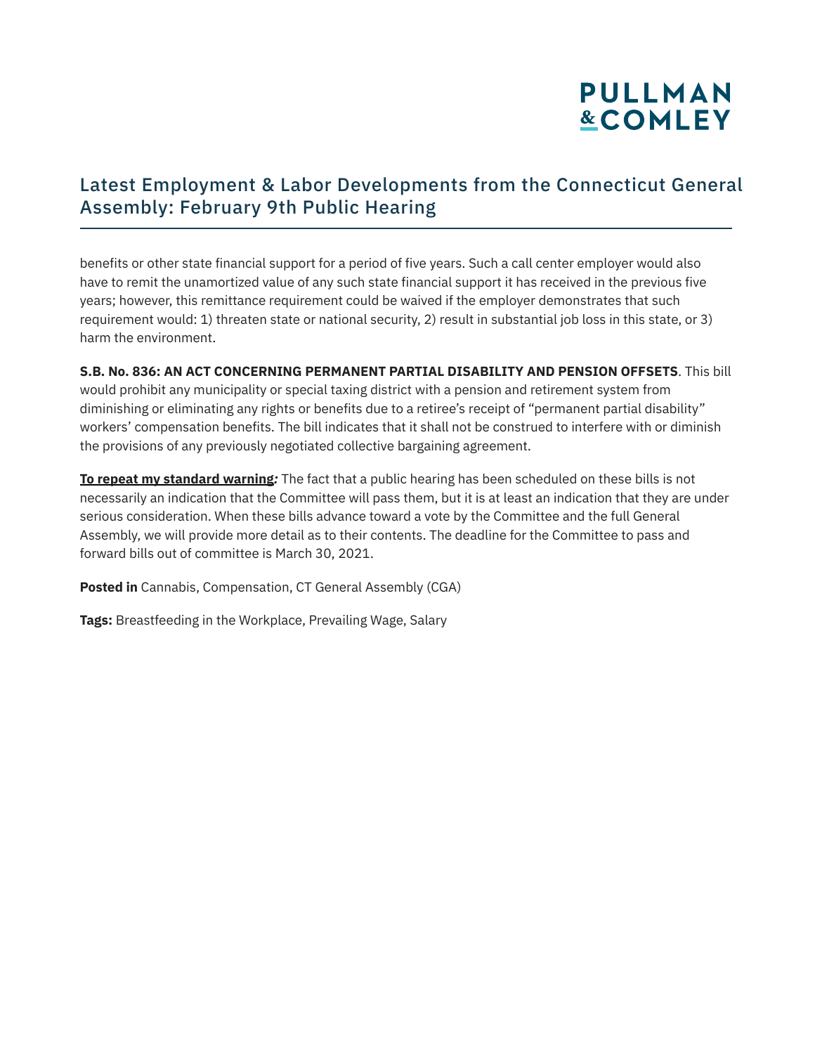benefits or other state financial support for a period of five years. Such a call center employer would also have to remit the unamortized value of any such state financial support it has received in the previous five years; however, this remittance requirement could be waived if the employer demonstrates that such requirement would: 1) threaten state or national security, 2) result in substantial job loss in this state, or 3) harm the environment.

**S.B. No. 836: AN ACT CONCERNING PERMANENT PARTIAL DISABILITY AND PENSION OFFSETS**. This bill would prohibit any municipality or special taxing district with a pension and retirement system from diminishing or eliminating any rights or benefits due to a retiree's receipt of "permanent partial disability" workers' compensation benefits. The bill indicates that it shall not be construed to interfere with or diminish the provisions of any previously negotiated collective bargaining agreement.

**To repeat my standard warning*:*** The fact that a public hearing has been scheduled on these bills is not necessarily an indication that the Committee will pass them, but it is at least an indication that they are under serious consideration. When these bills advance toward a vote by the Committee and the full General Assembly, we will provide more detail as to their contents. The deadline for the Committee to pass and forward bills out of committee is March 30, 2021.

**Posted in** Cannabis, Compensation, CT General Assembly (CGA)

**Tags:** Breastfeeding in the Workplace, Prevailing Wage, Salary